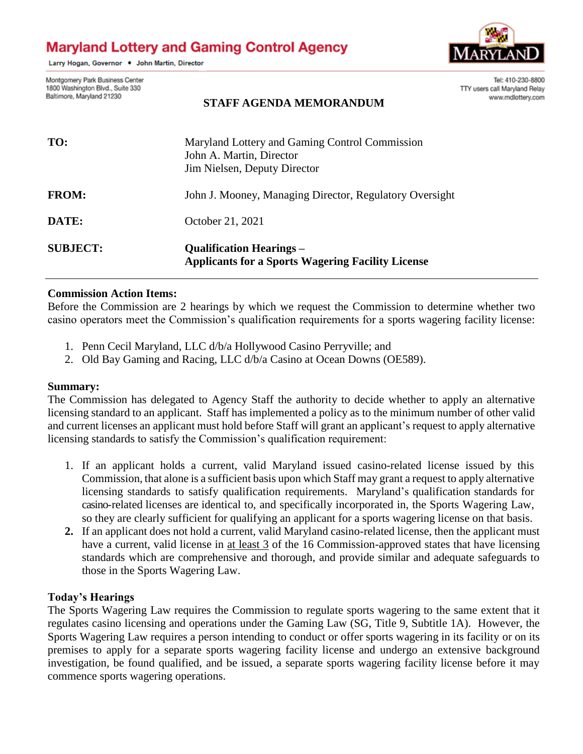# Maryland Lottery and Gaming Control Agency

Larry Hogan, Governor • John Martin, Director

Montgomery Park Business Center
1800 Washington Blvd., Suite 330
Baltimore, Maryland 21230

Tel: 410-230-8800
TTY users call Maryland Relay
www.mdlottery.com

## STAFF AGENDA MEMORANDUM

| | |
|---|---|
| **TO:** | Maryland Lottery and Gaming Control Commission<br>John A. Martin, Director<br>Jim Nielsen, Deputy Director |
| **FROM:** | John J. Mooney, Managing Director, Regulatory Oversight |
| **DATE:** | October 21, 2021 |
| **SUBJECT:** | **Qualification Hearings – Applicants for a Sports Wagering Facility License** |

---

**Commission Action Items:**

Before the Commission are 2 hearings by which we request the Commission to determine whether two casino operators meet the Commission's qualification requirements for a sports wagering facility license:

1. Penn Cecil Maryland, LLC d/b/a Hollywood Casino Perryville; and
2. Old Bay Gaming and Racing, LLC d/b/a Casino at Ocean Downs (OE589).

**Summary:**

The Commission has delegated to Agency Staff the authority to decide whether to apply an alternative licensing standard to an applicant. Staff has implemented a policy as to the minimum number of other valid and current licenses an applicant must hold before Staff will grant an applicant's request to apply alternative licensing standards to satisfy the Commission's qualification requirement:

1. If an applicant holds a current, valid Maryland issued casino-related license issued by this Commission, that alone is a sufficient basis upon which Staff may grant a request to apply alternative licensing standards to satisfy qualification requirements. Maryland's qualification standards for casino-related licenses are identical to, and specifically incorporated in, the Sports Wagering Law, so they are clearly sufficient for qualifying an applicant for a sports wagering license on that basis.
2. If an applicant does not hold a current, valid Maryland casino-related license, then the applicant must have a current, valid license in at least 3 of the 16 Commission-approved states that have licensing standards which are comprehensive and thorough, and provide similar and adequate safeguards to those in the Sports Wagering Law.

**Today's Hearings**

The Sports Wagering Law requires the Commission to regulate sports wagering to the same extent that it regulates casino licensing and operations under the Gaming Law (SG, Title 9, Subtitle 1A). However, the Sports Wagering Law requires a person intending to conduct or offer sports wagering in its facility or on its premises to apply for a separate sports wagering facility license and undergo an extensive background investigation, be found qualified, and be issued, a separate sports wagering facility license before it may commence sports wagering operations.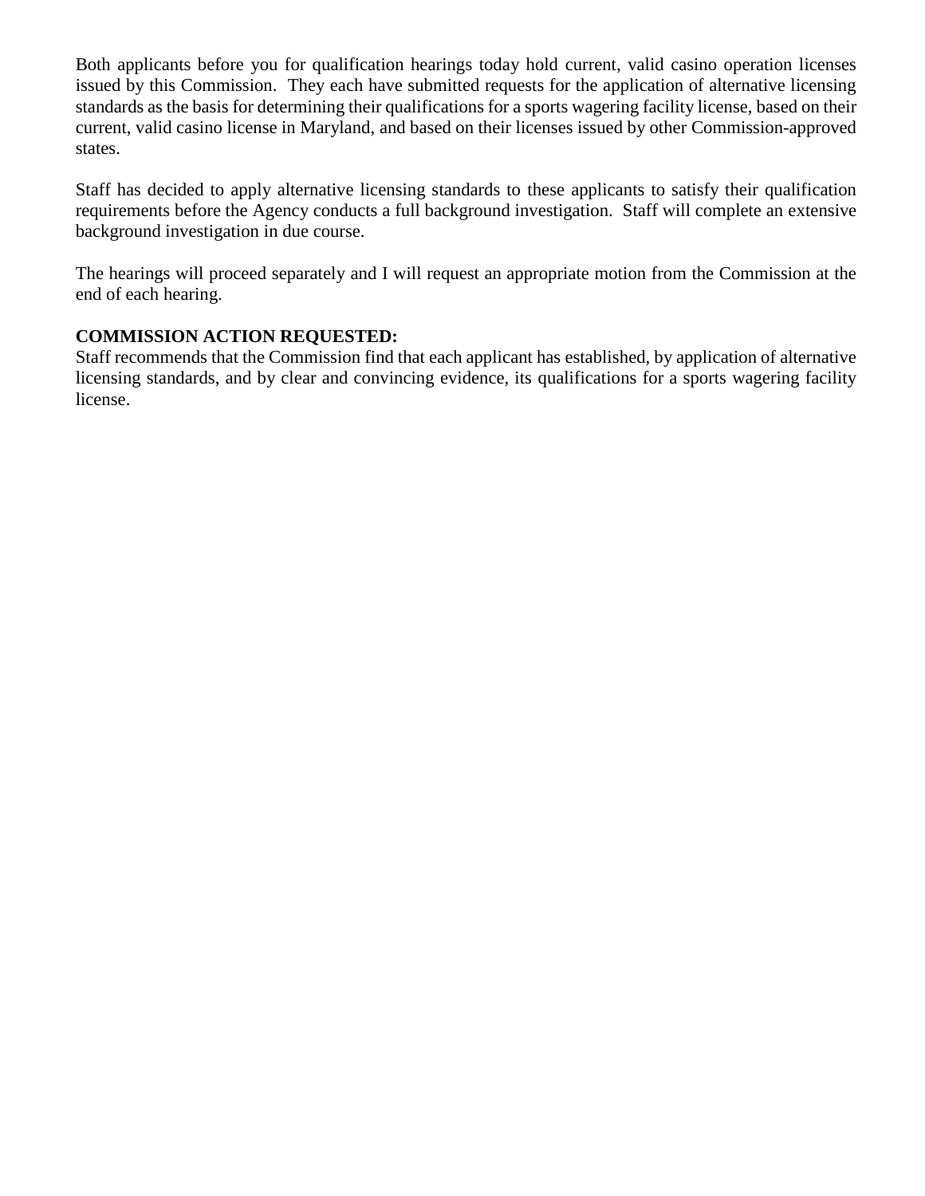Both applicants before you for qualification hearings today hold current, valid casino operation licenses issued by this Commission. They each have submitted requests for the application of alternative licensing standards as the basis for determining their qualifications for a sports wagering facility license, based on their current, valid casino license in Maryland, and based on their licenses issued by other Commission-approved states.

Staff has decided to apply alternative licensing standards to these applicants to satisfy their qualification requirements before the Agency conducts a full background investigation. Staff will complete an extensive background investigation in due course.

The hearings will proceed separately and I will request an appropriate motion from the Commission at the end of each hearing.

**COMMISSION ACTION REQUESTED:**

Staff recommends that the Commission find that each applicant has established, by application of alternative licensing standards, and by clear and convincing evidence, its qualifications for a sports wagering facility license.